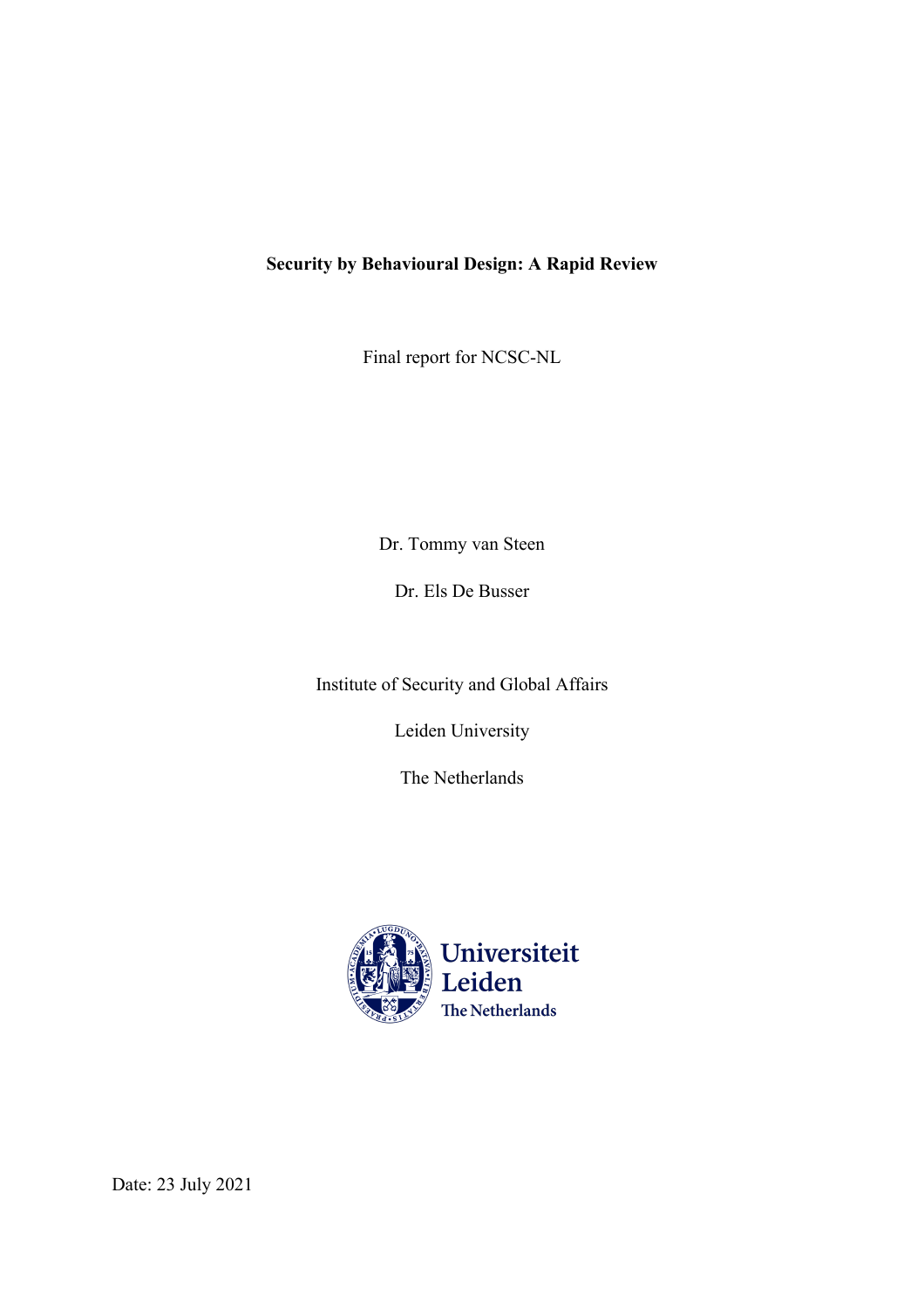# Security by Behavioural Design: A Rapid Review

Final report for NCSC-NL

Dr. Tommy van Steen

Dr. Els De Busser

Institute of Security and Global Affairs

Leiden University

The Netherlands

Universiteit Leiden
The Netherlands

Date: 23 July 2021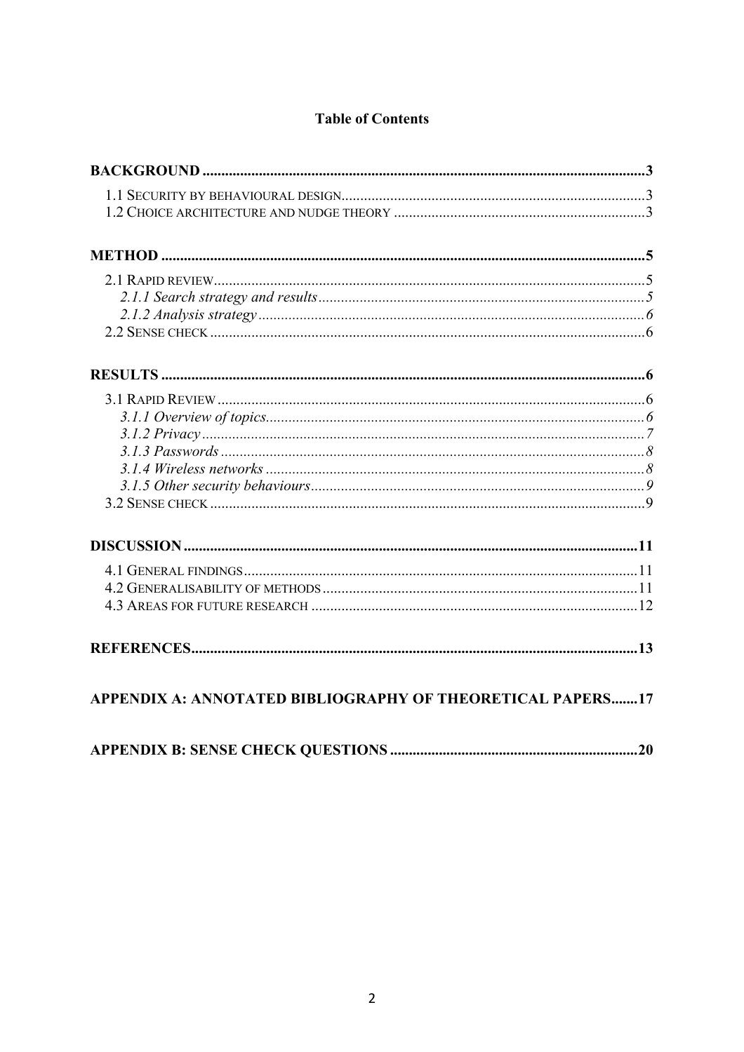# Table of Contents

**BACKGROUND** .......... 3

- 1.1 Security by behavioural design .......... 3
- 1.2 Choice architecture and nudge theory .......... 3

**METHOD** .......... 5

- 2.1 Rapid review .......... 5
  - *2.1.1 Search strategy and results* .......... 5
  - *2.1.2 Analysis strategy* .......... 6
- 2.2 Sense check .......... 6

**RESULTS** .......... 6

- 3.1 Rapid Review .......... 6
  - *3.1.1 Overview of topics* .......... 6
  - *3.1.2 Privacy* .......... 7
  - *3.1.3 Passwords* .......... 8
  - *3.1.4 Wireless networks* .......... 8
  - *3.1.5 Other security behaviours* .......... 9
- 3.2 Sense check .......... 9

**DISCUSSION** .......... 11

- 4.1 General findings .......... 11
- 4.2 Generalisability of methods .......... 11
- 4.3 Areas for future research .......... 12

**REFERENCES** .......... 13

**APPENDIX A: ANNOTATED BIBLIOGRAPHY OF THEORETICAL PAPERS** .......... 17

**APPENDIX B: SENSE CHECK QUESTIONS** .......... 20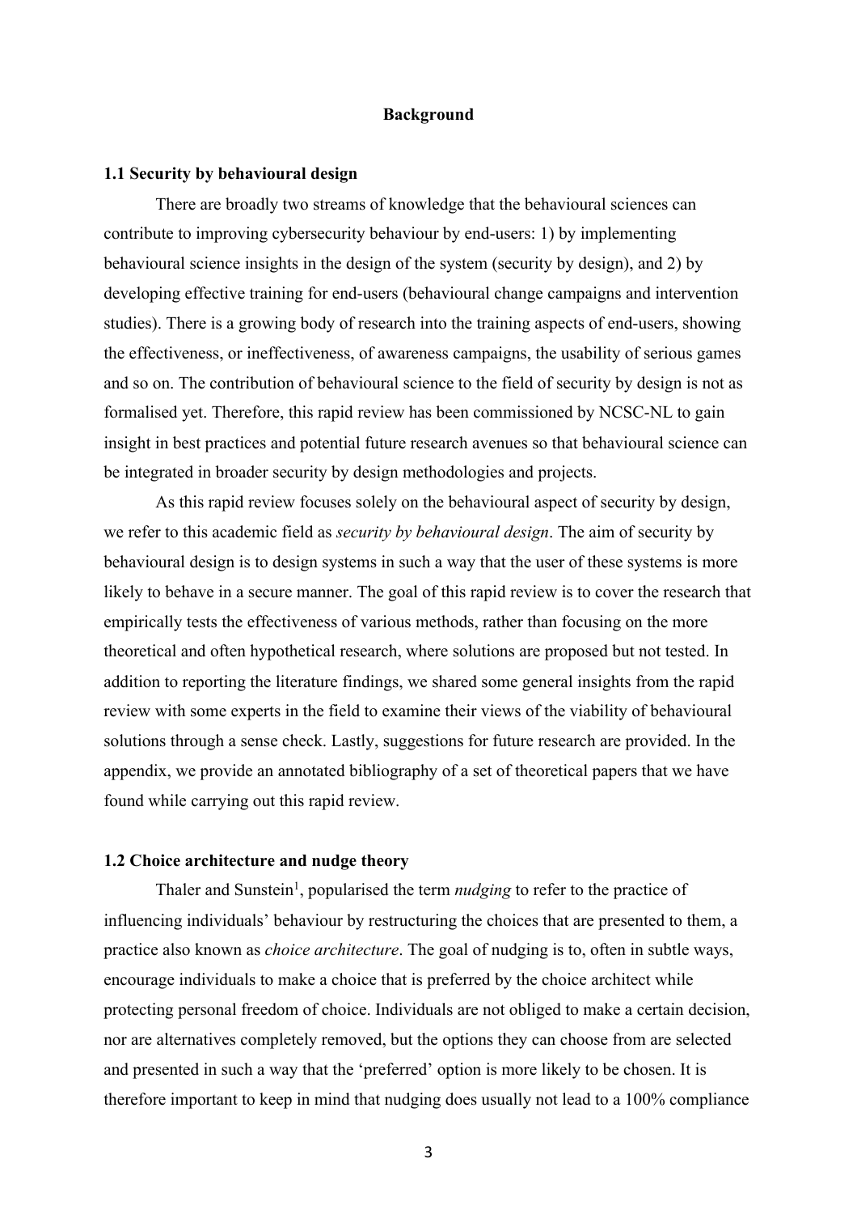# Background

## 1.1 Security by behavioural design

There are broadly two streams of knowledge that the behavioural sciences can contribute to improving cybersecurity behaviour by end-users: 1) by implementing behavioural science insights in the design of the system (security by design), and 2) by developing effective training for end-users (behavioural change campaigns and intervention studies). There is a growing body of research into the training aspects of end-users, showing the effectiveness, or ineffectiveness, of awareness campaigns, the usability of serious games and so on. The contribution of behavioural science to the field of security by design is not as formalised yet. Therefore, this rapid review has been commissioned by NCSC-NL to gain insight in best practices and potential future research avenues so that behavioural science can be integrated in broader security by design methodologies and projects.

As this rapid review focuses solely on the behavioural aspect of security by design, we refer to this academic field as *security by behavioural design*. The aim of security by behavioural design is to design systems in such a way that the user of these systems is more likely to behave in a secure manner. The goal of this rapid review is to cover the research that empirically tests the effectiveness of various methods, rather than focusing on the more theoretical and often hypothetical research, where solutions are proposed but not tested. In addition to reporting the literature findings, we shared some general insights from the rapid review with some experts in the field to examine their views of the viability of behavioural solutions through a sense check. Lastly, suggestions for future research are provided. In the appendix, we provide an annotated bibliography of a set of theoretical papers that we have found while carrying out this rapid review.

## 1.2 Choice architecture and nudge theory

Thaler and Sunstein[1], popularised the term *nudging* to refer to the practice of influencing individuals' behaviour by restructuring the choices that are presented to them, a practice also known as *choice architecture*. The goal of nudging is to, often in subtle ways, encourage individuals to make a choice that is preferred by the choice architect while protecting personal freedom of choice. Individuals are not obliged to make a certain decision, nor are alternatives completely removed, but the options they can choose from are selected and presented in such a way that the 'preferred' option is more likely to be chosen. It is therefore important to keep in mind that nudging does usually not lead to a 100% compliance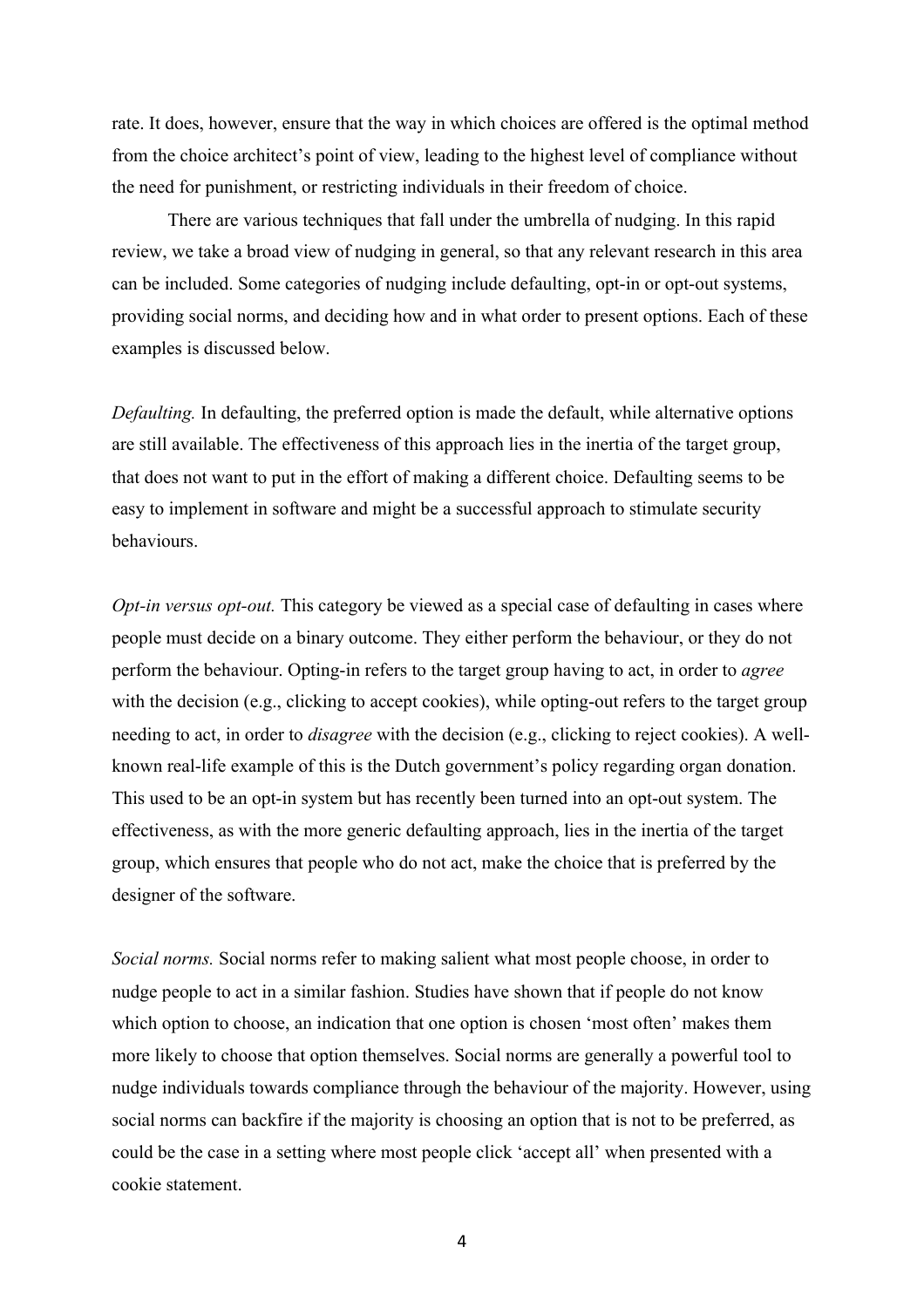rate. It does, however, ensure that the way in which choices are offered is the optimal method from the choice architect's point of view, leading to the highest level of compliance without the need for punishment, or restricting individuals in their freedom of choice.

There are various techniques that fall under the umbrella of nudging. In this rapid review, we take a broad view of nudging in general, so that any relevant research in this area can be included. Some categories of nudging include defaulting, opt-in or opt-out systems, providing social norms, and deciding how and in what order to present options. Each of these examples is discussed below.

*Defaulting.* In defaulting, the preferred option is made the default, while alternative options are still available. The effectiveness of this approach lies in the inertia of the target group, that does not want to put in the effort of making a different choice. Defaulting seems to be easy to implement in software and might be a successful approach to stimulate security behaviours.

*Opt-in versus opt-out.* This category be viewed as a special case of defaulting in cases where people must decide on a binary outcome. They either perform the behaviour, or they do not perform the behaviour. Opting-in refers to the target group having to act, in order to *agree* with the decision (e.g., clicking to accept cookies), while opting-out refers to the target group needing to act, in order to *disagree* with the decision (e.g., clicking to reject cookies). A well-known real-life example of this is the Dutch government's policy regarding organ donation. This used to be an opt-in system but has recently been turned into an opt-out system. The effectiveness, as with the more generic defaulting approach, lies in the inertia of the target group, which ensures that people who do not act, make the choice that is preferred by the designer of the software.

*Social norms.* Social norms refer to making salient what most people choose, in order to nudge people to act in a similar fashion. Studies have shown that if people do not know which option to choose, an indication that one option is chosen 'most often' makes them more likely to choose that option themselves. Social norms are generally a powerful tool to nudge individuals towards compliance through the behaviour of the majority. However, using social norms can backfire if the majority is choosing an option that is not to be preferred, as could be the case in a setting where most people click 'accept all' when presented with a cookie statement.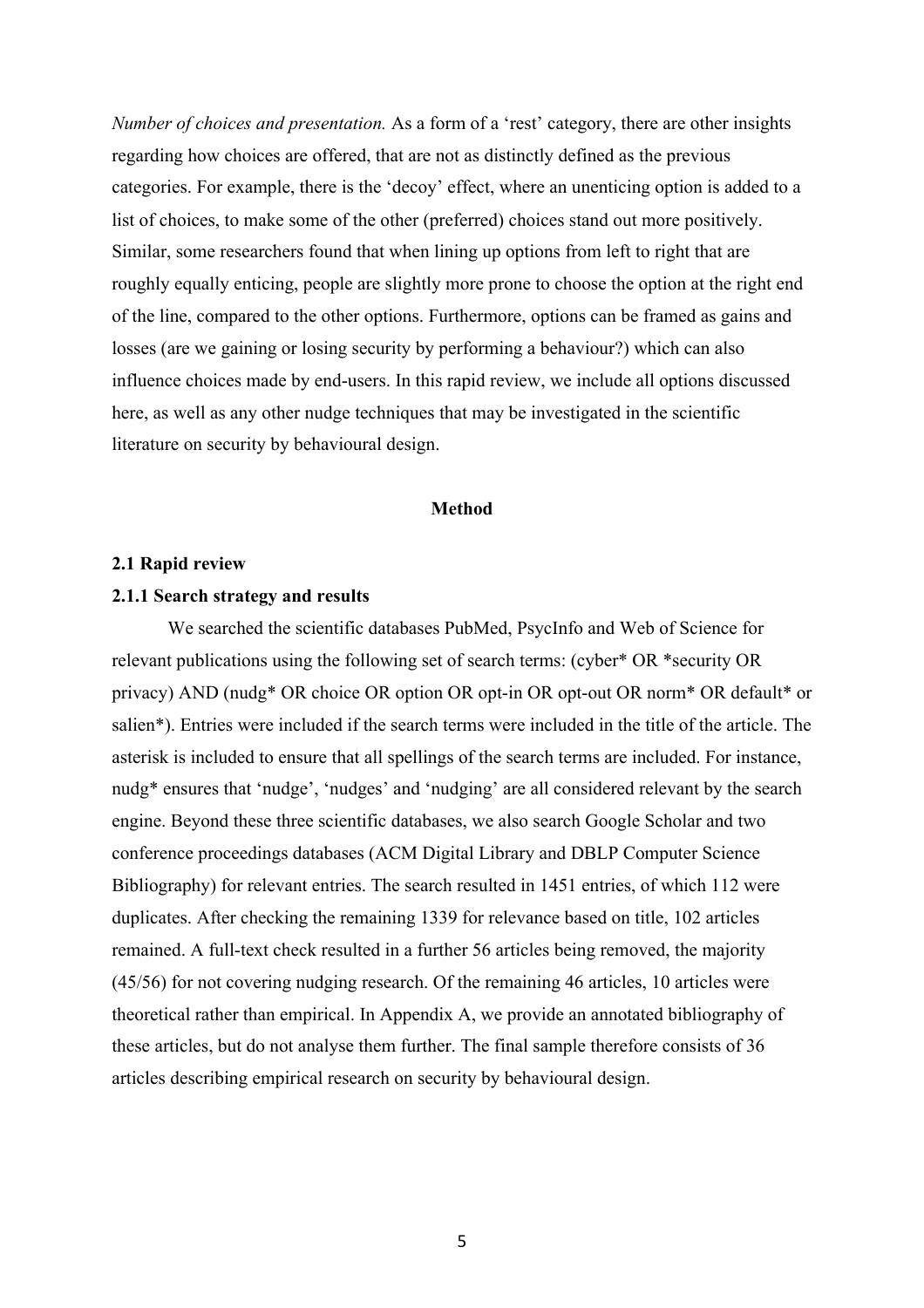*Number of choices and presentation.* As a form of a 'rest' category, there are other insights regarding how choices are offered, that are not as distinctly defined as the previous categories. For example, there is the 'decoy' effect, where an unenticing option is added to a list of choices, to make some of the other (preferred) choices stand out more positively. Similar, some researchers found that when lining up options from left to right that are roughly equally enticing, people are slightly more prone to choose the option at the right end of the line, compared to the other options. Furthermore, options can be framed as gains and losses (are we gaining or losing security by performing a behaviour?) which can also influence choices made by end-users. In this rapid review, we include all options discussed here, as well as any other nudge techniques that may be investigated in the scientific literature on security by behavioural design.

# Method

## 2.1 Rapid review

### 2.1.1 Search strategy and results

We searched the scientific databases PubMed, PsycInfo and Web of Science for relevant publications using the following set of search terms: (cyber* OR *security OR privacy) AND (nudg* OR choice OR option OR opt-in OR opt-out OR norm* OR default* or salien*). Entries were included if the search terms were included in the title of the article. The asterisk is included to ensure that all spellings of the search terms are included. For instance, nudg* ensures that 'nudge', 'nudges' and 'nudging' are all considered relevant by the search engine. Beyond these three scientific databases, we also search Google Scholar and two conference proceedings databases (ACM Digital Library and DBLP Computer Science Bibliography) for relevant entries. The search resulted in 1451 entries, of which 112 were duplicates. After checking the remaining 1339 for relevance based on title, 102 articles remained. A full-text check resulted in a further 56 articles being removed, the majority (45/56) for not covering nudging research. Of the remaining 46 articles, 10 articles were theoretical rather than empirical. In Appendix A, we provide an annotated bibliography of these articles, but do not analyse them further. The final sample therefore consists of 36 articles describing empirical research on security by behavioural design.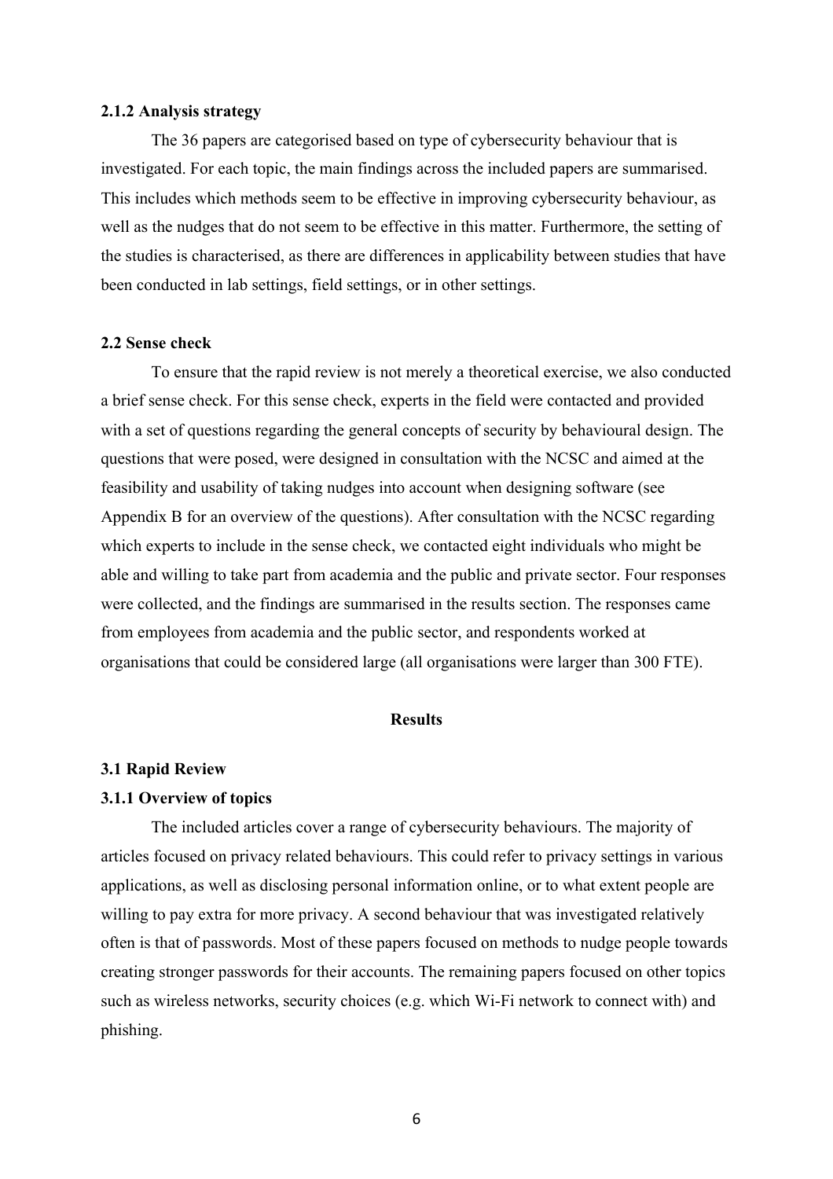### 2.1.2 Analysis strategy

The 36 papers are categorised based on type of cybersecurity behaviour that is investigated. For each topic, the main findings across the included papers are summarised. This includes which methods seem to be effective in improving cybersecurity behaviour, as well as the nudges that do not seem to be effective in this matter. Furthermore, the setting of the studies is characterised, as there are differences in applicability between studies that have been conducted in lab settings, field settings, or in other settings.

## 2.2 Sense check

To ensure that the rapid review is not merely a theoretical exercise, we also conducted a brief sense check. For this sense check, experts in the field were contacted and provided with a set of questions regarding the general concepts of security by behavioural design. The questions that were posed, were designed in consultation with the NCSC and aimed at the feasibility and usability of taking nudges into account when designing software (see Appendix B for an overview of the questions). After consultation with the NCSC regarding which experts to include in the sense check, we contacted eight individuals who might be able and willing to take part from academia and the public and private sector. Four responses were collected, and the findings are summarised in the results section. The responses came from employees from academia and the public sector, and respondents worked at organisations that could be considered large (all organisations were larger than 300 FTE).

# Results

## 3.1 Rapid Review

### 3.1.1 Overview of topics

The included articles cover a range of cybersecurity behaviours. The majority of articles focused on privacy related behaviours. This could refer to privacy settings in various applications, as well as disclosing personal information online, or to what extent people are willing to pay extra for more privacy. A second behaviour that was investigated relatively often is that of passwords. Most of these papers focused on methods to nudge people towards creating stronger passwords for their accounts. The remaining papers focused on other topics such as wireless networks, security choices (e.g. which Wi-Fi network to connect with) and phishing.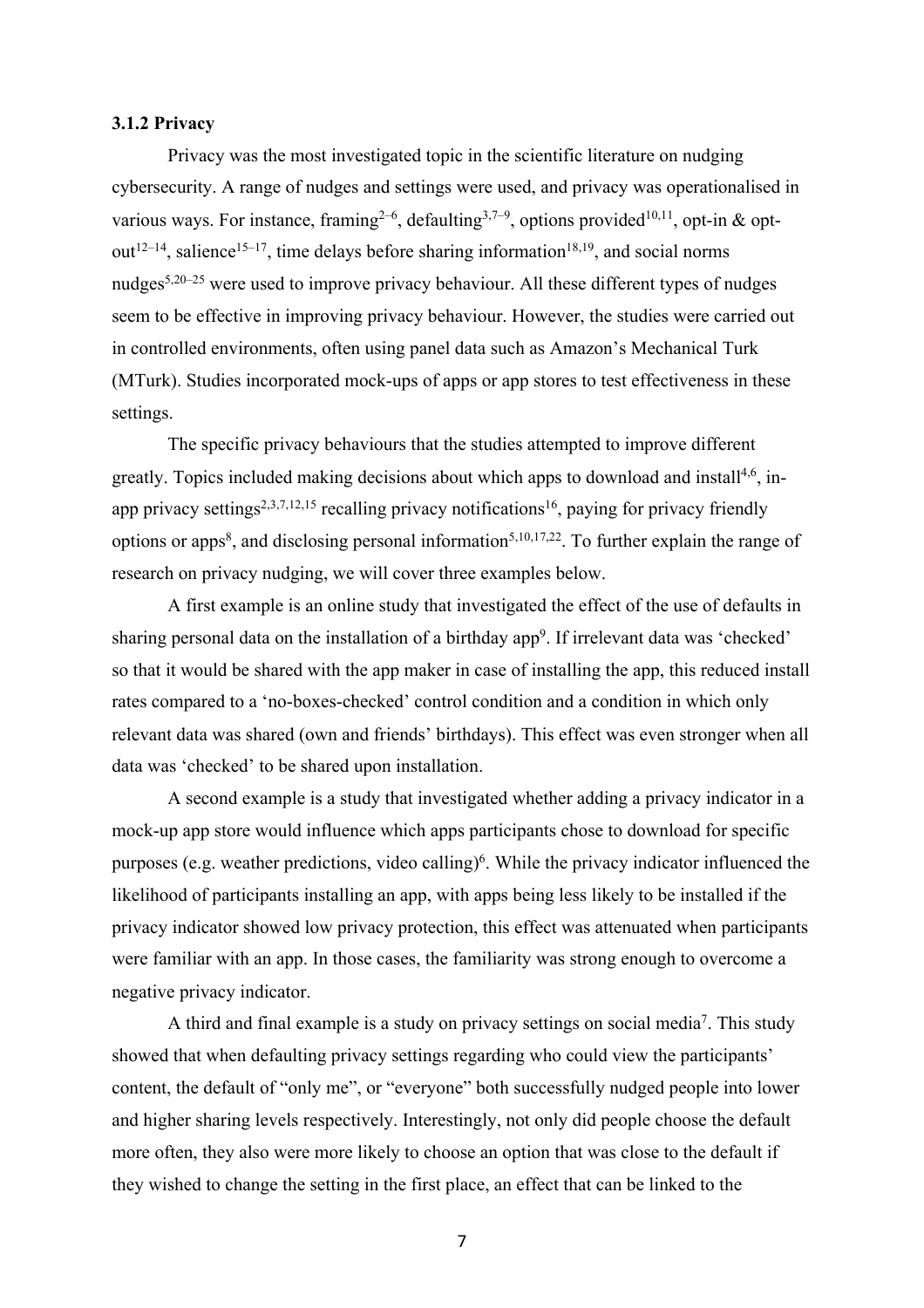### 3.1.2 Privacy

Privacy was the most investigated topic in the scientific literature on nudging cybersecurity. A range of nudges and settings were used, and privacy was operationalised in various ways. For instance, framing[2–6], defaulting[3,7–9], options provided[10,11], opt-in & opt-out[12–14], salience[15–17], time delays before sharing information[18,19], and social norms nudges[5,20–25] were used to improve privacy behaviour. All these different types of nudges seem to be effective in improving privacy behaviour. However, the studies were carried out in controlled environments, often using panel data such as Amazon's Mechanical Turk (MTurk). Studies incorporated mock-ups of apps or app stores to test effectiveness in these settings.

The specific privacy behaviours that the studies attempted to improve different greatly. Topics included making decisions about which apps to download and install[4,6], in-app privacy settings[2,3,7,12,15] recalling privacy notifications[16], paying for privacy friendly options or apps[8], and disclosing personal information[5,10,17,22]. To further explain the range of research on privacy nudging, we will cover three examples below.

A first example is an online study that investigated the effect of the use of defaults in sharing personal data on the installation of a birthday app[9]. If irrelevant data was 'checked' so that it would be shared with the app maker in case of installing the app, this reduced install rates compared to a 'no-boxes-checked' control condition and a condition in which only relevant data was shared (own and friends' birthdays). This effect was even stronger when all data was 'checked' to be shared upon installation.

A second example is a study that investigated whether adding a privacy indicator in a mock-up app store would influence which apps participants chose to download for specific purposes (e.g. weather predictions, video calling)[6]. While the privacy indicator influenced the likelihood of participants installing an app, with apps being less likely to be installed if the privacy indicator showed low privacy protection, this effect was attenuated when participants were familiar with an app. In those cases, the familiarity was strong enough to overcome a negative privacy indicator.

A third and final example is a study on privacy settings on social media[7]. This study showed that when defaulting privacy settings regarding who could view the participants' content, the default of "only me", or "everyone" both successfully nudged people into lower and higher sharing levels respectively. Interestingly, not only did people choose the default more often, they also were more likely to choose an option that was close to the default if they wished to change the setting in the first place, an effect that can be linked to the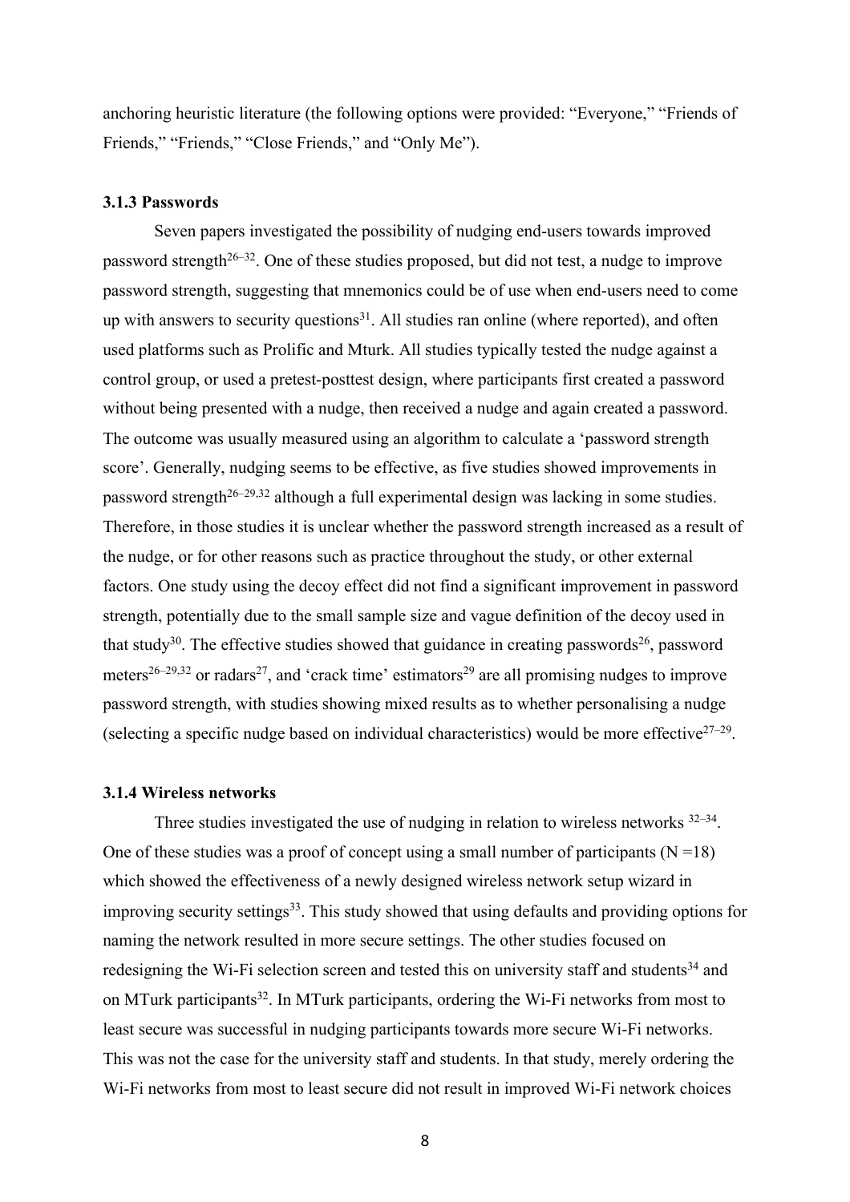anchoring heuristic literature (the following options were provided: "Everyone," "Friends of Friends," "Friends," "Close Friends," and "Only Me").

### 3.1.3 Passwords

Seven papers investigated the possibility of nudging end-users towards improved password strength[26–32]. One of these studies proposed, but did not test, a nudge to improve password strength, suggesting that mnemonics could be of use when end-users need to come up with answers to security questions[31]. All studies ran online (where reported), and often used platforms such as Prolific and Mturk. All studies typically tested the nudge against a control group, or used a pretest-posttest design, where participants first created a password without being presented with a nudge, then received a nudge and again created a password. The outcome was usually measured using an algorithm to calculate a 'password strength score'. Generally, nudging seems to be effective, as five studies showed improvements in password strength[26–29,32] although a full experimental design was lacking in some studies. Therefore, in those studies it is unclear whether the password strength increased as a result of the nudge, or for other reasons such as practice throughout the study, or other external factors. One study using the decoy effect did not find a significant improvement in password strength, potentially due to the small sample size and vague definition of the decoy used in that study[30]. The effective studies showed that guidance in creating passwords[26], password meters[26–29,32] or radars[27], and 'crack time' estimators[29] are all promising nudges to improve password strength, with studies showing mixed results as to whether personalising a nudge (selecting a specific nudge based on individual characteristics) would be more effective[27–29].

### 3.1.4 Wireless networks

Three studies investigated the use of nudging in relation to wireless networks [32–34]. One of these studies was a proof of concept using a small number of participants (N =18) which showed the effectiveness of a newly designed wireless network setup wizard in improving security settings[33]. This study showed that using defaults and providing options for naming the network resulted in more secure settings. The other studies focused on redesigning the Wi-Fi selection screen and tested this on university staff and students[34] and on MTurk participants[32]. In MTurk participants, ordering the Wi-Fi networks from most to least secure was successful in nudging participants towards more secure Wi-Fi networks. This was not the case for the university staff and students. In that study, merely ordering the Wi-Fi networks from most to least secure did not result in improved Wi-Fi network choices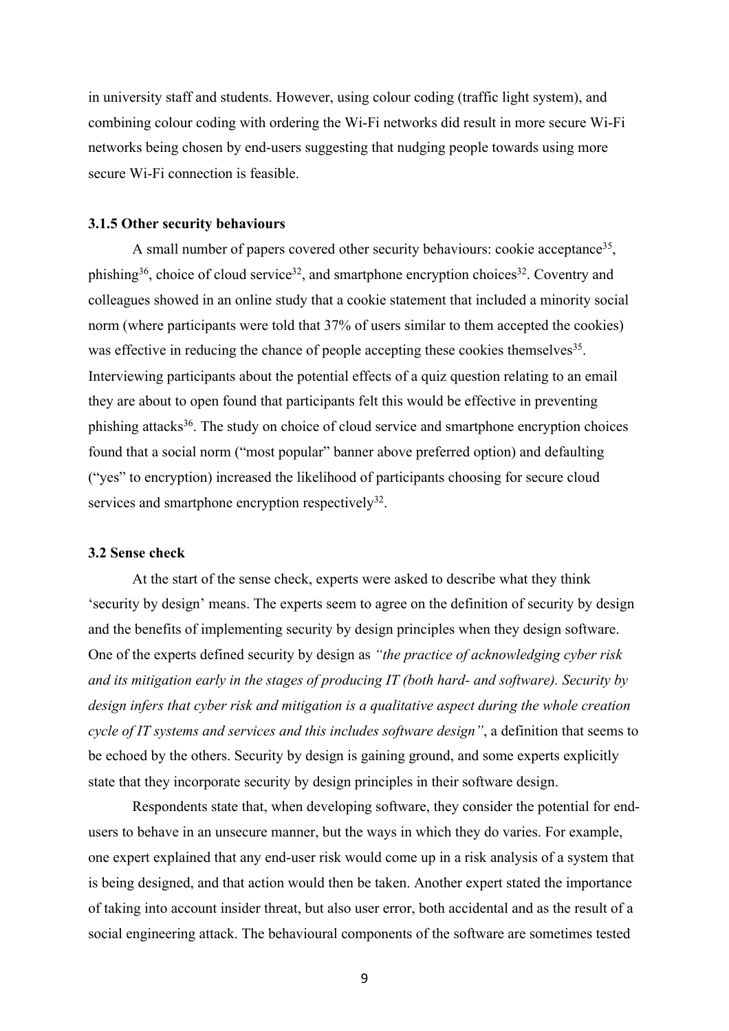in university staff and students. However, using colour coding (traffic light system), and combining colour coding with ordering the Wi-Fi networks did result in more secure Wi-Fi networks being chosen by end-users suggesting that nudging people towards using more secure Wi-Fi connection is feasible.

### 3.1.5 Other security behaviours

A small number of papers covered other security behaviours: cookie acceptance[35], phishing[36], choice of cloud service[32], and smartphone encryption choices[32]. Coventry and colleagues showed in an online study that a cookie statement that included a minority social norm (where participants were told that 37% of users similar to them accepted the cookies) was effective in reducing the chance of people accepting these cookies themselves[35]. Interviewing participants about the potential effects of a quiz question relating to an email they are about to open found that participants felt this would be effective in preventing phishing attacks[36]. The study on choice of cloud service and smartphone encryption choices found that a social norm ("most popular" banner above preferred option) and defaulting ("yes" to encryption) increased the likelihood of participants choosing for secure cloud services and smartphone encryption respectively[32].

## 3.2 Sense check

At the start of the sense check, experts were asked to describe what they think 'security by design' means. The experts seem to agree on the definition of security by design and the benefits of implementing security by design principles when they design software. One of the experts defined security by design as *"the practice of acknowledging cyber risk and its mitigation early in the stages of producing IT (both hard- and software). Security by design infers that cyber risk and mitigation is a qualitative aspect during the whole creation cycle of IT systems and services and this includes software design"*, a definition that seems to be echoed by the others. Security by design is gaining ground, and some experts explicitly state that they incorporate security by design principles in their software design.

Respondents state that, when developing software, they consider the potential for end-users to behave in an unsecure manner, but the ways in which they do varies. For example, one expert explained that any end-user risk would come up in a risk analysis of a system that is being designed, and that action would then be taken. Another expert stated the importance of taking into account insider threat, but also user error, both accidental and as the result of a social engineering attack. The behavioural components of the software are sometimes tested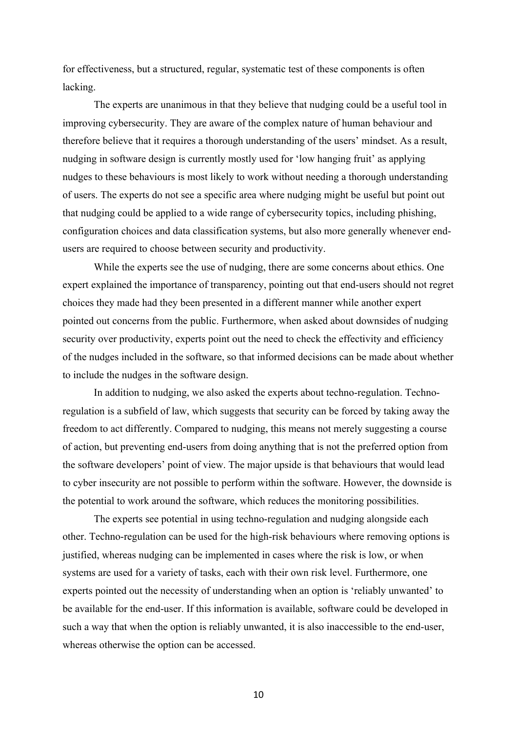for effectiveness, but a structured, regular, systematic test of these components is often lacking.

The experts are unanimous in that they believe that nudging could be a useful tool in improving cybersecurity. They are aware of the complex nature of human behaviour and therefore believe that it requires a thorough understanding of the users' mindset. As a result, nudging in software design is currently mostly used for 'low hanging fruit' as applying nudges to these behaviours is most likely to work without needing a thorough understanding of users. The experts do not see a specific area where nudging might be useful but point out that nudging could be applied to a wide range of cybersecurity topics, including phishing, configuration choices and data classification systems, but also more generally whenever end-users are required to choose between security and productivity.

While the experts see the use of nudging, there are some concerns about ethics. One expert explained the importance of transparency, pointing out that end-users should not regret choices they made had they been presented in a different manner while another expert pointed out concerns from the public. Furthermore, when asked about downsides of nudging security over productivity, experts point out the need to check the effectivity and efficiency of the nudges included in the software, so that informed decisions can be made about whether to include the nudges in the software design.

In addition to nudging, we also asked the experts about techno-regulation. Techno-regulation is a subfield of law, which suggests that security can be forced by taking away the freedom to act differently. Compared to nudging, this means not merely suggesting a course of action, but preventing end-users from doing anything that is not the preferred option from the software developers' point of view. The major upside is that behaviours that would lead to cyber insecurity are not possible to perform within the software. However, the downside is the potential to work around the software, which reduces the monitoring possibilities.

The experts see potential in using techno-regulation and nudging alongside each other. Techno-regulation can be used for the high-risk behaviours where removing options is justified, whereas nudging can be implemented in cases where the risk is low, or when systems are used for a variety of tasks, each with their own risk level. Furthermore, one experts pointed out the necessity of understanding when an option is 'reliably unwanted' to be available for the end-user. If this information is available, software could be developed in such a way that when the option is reliably unwanted, it is also inaccessible to the end-user, whereas otherwise the option can be accessed.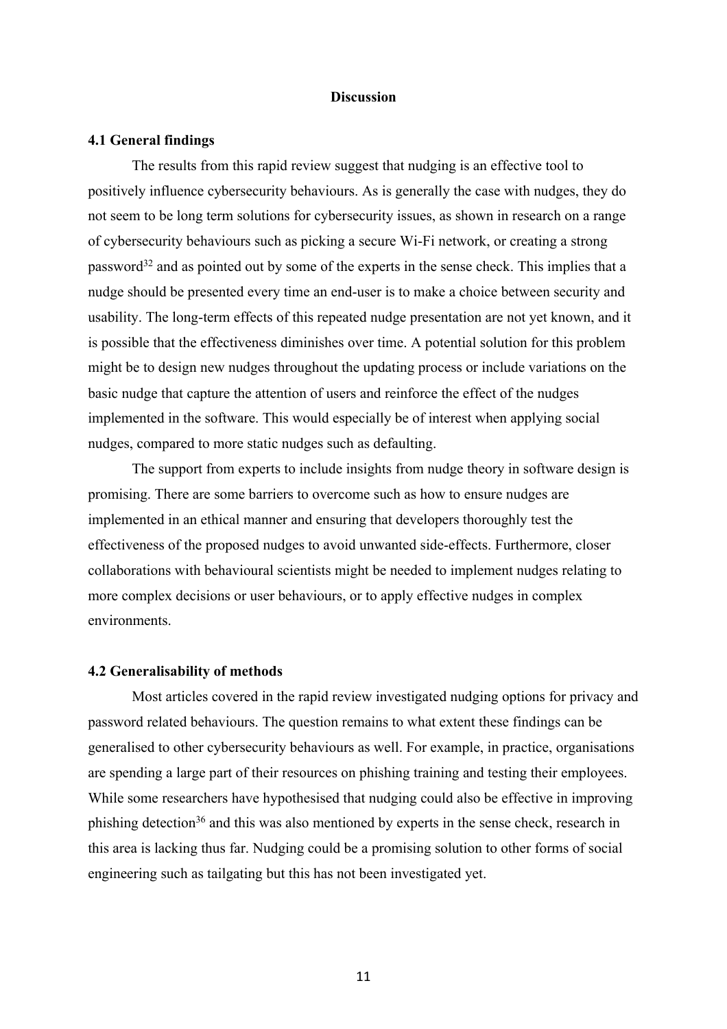# Discussion

## 4.1 General findings

The results from this rapid review suggest that nudging is an effective tool to positively influence cybersecurity behaviours. As is generally the case with nudges, they do not seem to be long term solutions for cybersecurity issues, as shown in research on a range of cybersecurity behaviours such as picking a secure Wi-Fi network, or creating a strong password[32] and as pointed out by some of the experts in the sense check. This implies that a nudge should be presented every time an end-user is to make a choice between security and usability. The long-term effects of this repeated nudge presentation are not yet known, and it is possible that the effectiveness diminishes over time. A potential solution for this problem might be to design new nudges throughout the updating process or include variations on the basic nudge that capture the attention of users and reinforce the effect of the nudges implemented in the software. This would especially be of interest when applying social nudges, compared to more static nudges such as defaulting.

The support from experts to include insights from nudge theory in software design is promising. There are some barriers to overcome such as how to ensure nudges are implemented in an ethical manner and ensuring that developers thoroughly test the effectiveness of the proposed nudges to avoid unwanted side-effects. Furthermore, closer collaborations with behavioural scientists might be needed to implement nudges relating to more complex decisions or user behaviours, or to apply effective nudges in complex environments.

## 4.2 Generalisability of methods

Most articles covered in the rapid review investigated nudging options for privacy and password related behaviours. The question remains to what extent these findings can be generalised to other cybersecurity behaviours as well. For example, in practice, organisations are spending a large part of their resources on phishing training and testing their employees. While some researchers have hypothesised that nudging could also be effective in improving phishing detection[36] and this was also mentioned by experts in the sense check, research in this area is lacking thus far. Nudging could be a promising solution to other forms of social engineering such as tailgating but this has not been investigated yet.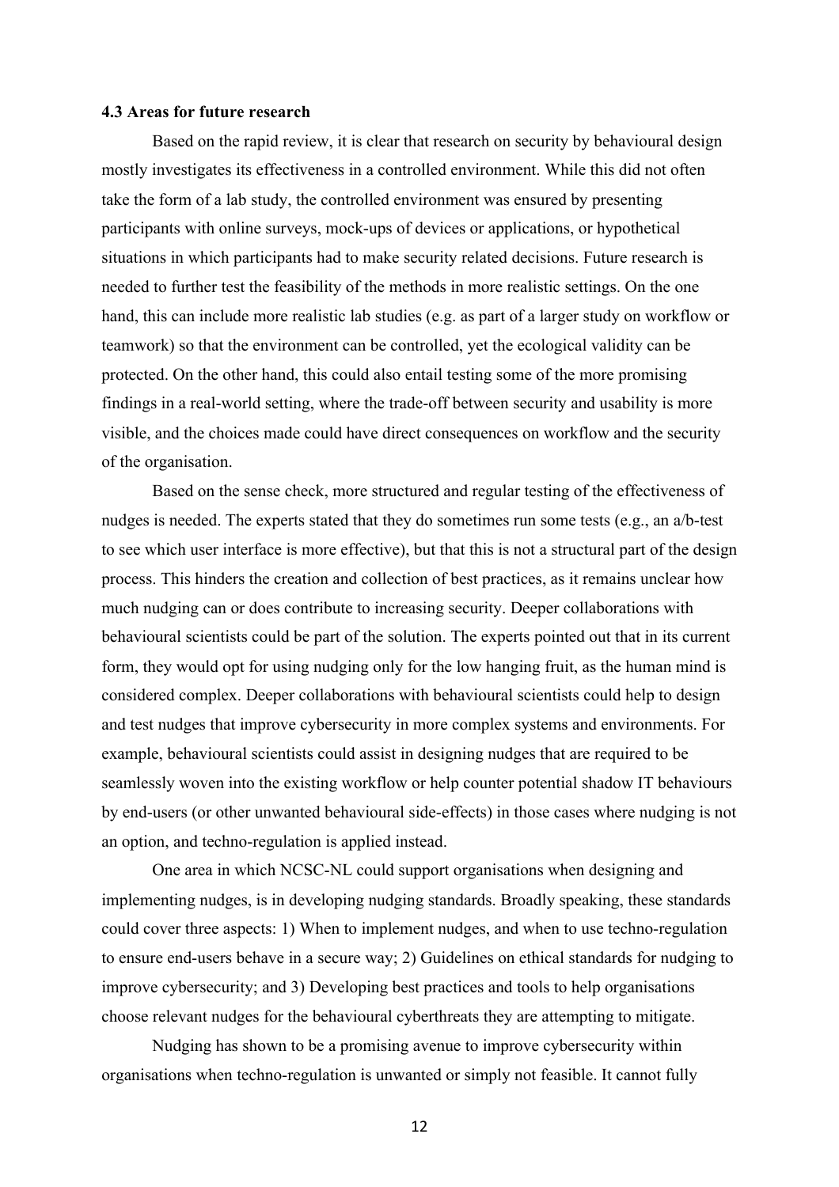### 4.3 Areas for future research

Based on the rapid review, it is clear that research on security by behavioural design mostly investigates its effectiveness in a controlled environment. While this did not often take the form of a lab study, the controlled environment was ensured by presenting participants with online surveys, mock-ups of devices or applications, or hypothetical situations in which participants had to make security related decisions. Future research is needed to further test the feasibility of the methods in more realistic settings. On the one hand, this can include more realistic lab studies (e.g. as part of a larger study on workflow or teamwork) so that the environment can be controlled, yet the ecological validity can be protected. On the other hand, this could also entail testing some of the more promising findings in a real-world setting, where the trade-off between security and usability is more visible, and the choices made could have direct consequences on workflow and the security of the organisation.

Based on the sense check, more structured and regular testing of the effectiveness of nudges is needed. The experts stated that they do sometimes run some tests (e.g., an a/b-test to see which user interface is more effective), but that this is not a structural part of the design process. This hinders the creation and collection of best practices, as it remains unclear how much nudging can or does contribute to increasing security. Deeper collaborations with behavioural scientists could be part of the solution. The experts pointed out that in its current form, they would opt for using nudging only for the low hanging fruit, as the human mind is considered complex. Deeper collaborations with behavioural scientists could help to design and test nudges that improve cybersecurity in more complex systems and environments. For example, behavioural scientists could assist in designing nudges that are required to be seamlessly woven into the existing workflow or help counter potential shadow IT behaviours by end-users (or other unwanted behavioural side-effects) in those cases where nudging is not an option, and techno-regulation is applied instead.

One area in which NCSC-NL could support organisations when designing and implementing nudges, is in developing nudging standards. Broadly speaking, these standards could cover three aspects: 1) When to implement nudges, and when to use techno-regulation to ensure end-users behave in a secure way; 2) Guidelines on ethical standards for nudging to improve cybersecurity; and 3) Developing best practices and tools to help organisations choose relevant nudges for the behavioural cyberthreats they are attempting to mitigate.

Nudging has shown to be a promising avenue to improve cybersecurity within organisations when techno-regulation is unwanted or simply not feasible. It cannot fully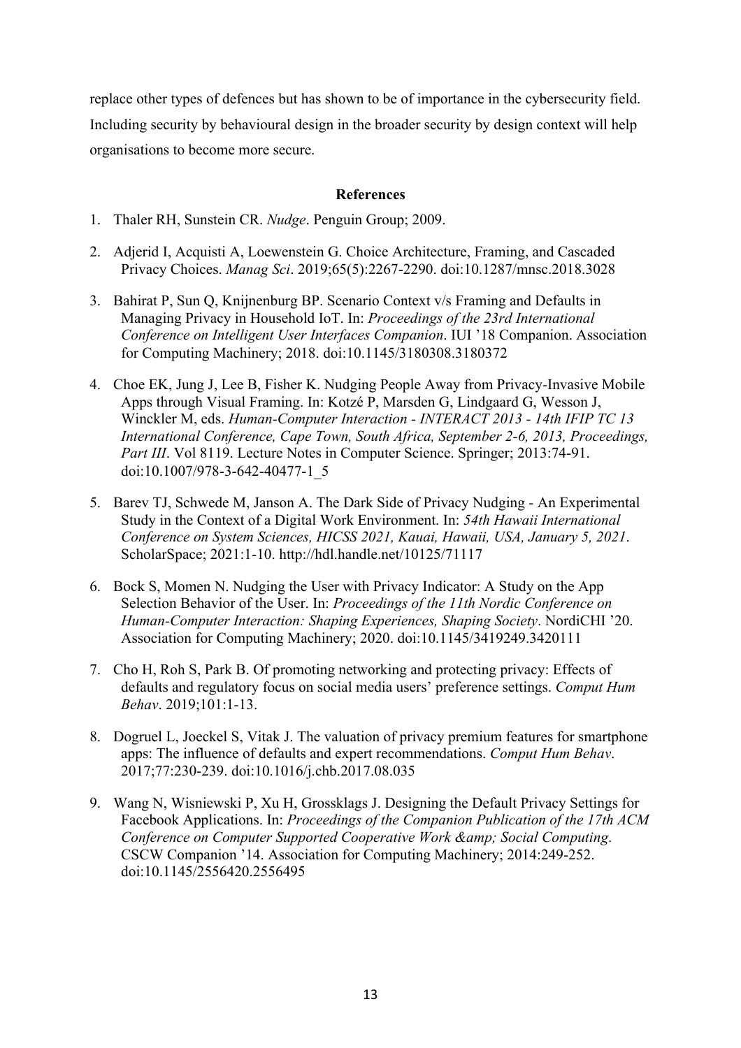replace other types of defences but has shown to be of importance in the cybersecurity field. Including security by behavioural design in the broader security by design context will help organisations to become more secure.

## References

1. Thaler RH, Sunstein CR. *Nudge*. Penguin Group; 2009.

2. Adjerid I, Acquisti A, Loewenstein G. Choice Architecture, Framing, and Cascaded Privacy Choices. *Manag Sci*. 2019;65(5):2267-2290. doi:10.1287/mnsc.2018.3028

3. Bahirat P, Sun Q, Knijnenburg BP. Scenario Context v/s Framing and Defaults in Managing Privacy in Household IoT. In: *Proceedings of the 23rd International Conference on Intelligent User Interfaces Companion*. IUI '18 Companion. Association for Computing Machinery; 2018. doi:10.1145/3180308.3180372

4. Choe EK, Jung J, Lee B, Fisher K. Nudging People Away from Privacy-Invasive Mobile Apps through Visual Framing. In: Kotzé P, Marsden G, Lindgaard G, Wesson J, Winckler M, eds. *Human-Computer Interaction - INTERACT 2013 - 14th IFIP TC 13 International Conference, Cape Town, South Africa, September 2-6, 2013, Proceedings, Part III*. Vol 8119. Lecture Notes in Computer Science. Springer; 2013:74-91. doi:10.1007/978-3-642-40477-1_5

5. Barev TJ, Schwede M, Janson A. The Dark Side of Privacy Nudging - An Experimental Study in the Context of a Digital Work Environment. In: *54th Hawaii International Conference on System Sciences, HICSS 2021, Kauai, Hawaii, USA, January 5, 2021*. ScholarSpace; 2021:1-10. http://hdl.handle.net/10125/71117

6. Bock S, Momen N. Nudging the User with Privacy Indicator: A Study on the App Selection Behavior of the User. In: *Proceedings of the 11th Nordic Conference on Human-Computer Interaction: Shaping Experiences, Shaping Society*. NordiCHI '20. Association for Computing Machinery; 2020. doi:10.1145/3419249.3420111

7. Cho H, Roh S, Park B. Of promoting networking and protecting privacy: Effects of defaults and regulatory focus on social media users' preference settings. *Comput Hum Behav*. 2019;101:1-13.

8. Dogruel L, Joeckel S, Vitak J. The valuation of privacy premium features for smartphone apps: The influence of defaults and expert recommendations. *Comput Hum Behav*. 2017;77:230-239. doi:10.1016/j.chb.2017.08.035

9. Wang N, Wisniewski P, Xu H, Grossklags J. Designing the Default Privacy Settings for Facebook Applications. In: *Proceedings of the Companion Publication of the 17th ACM Conference on Computer Supported Cooperative Work &amp; Social Computing*. CSCW Companion '14. Association for Computing Machinery; 2014:249-252. doi:10.1145/2556420.2556495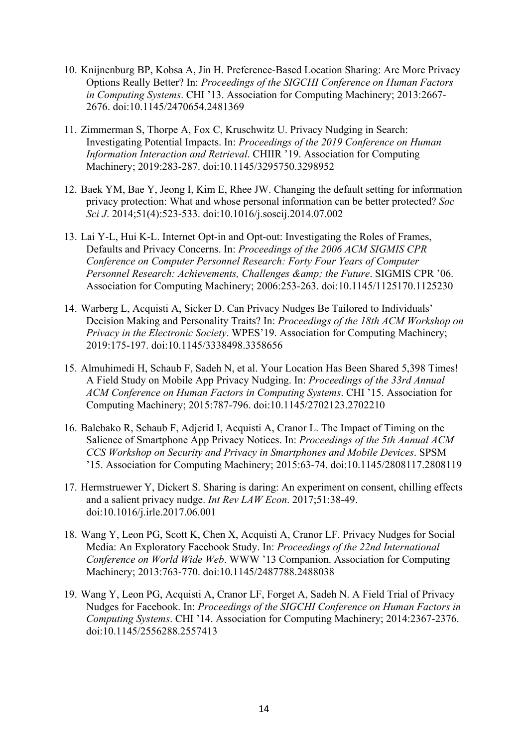10. Knijnenburg BP, Kobsa A, Jin H. Preference-Based Location Sharing: Are More Privacy Options Really Better? In: *Proceedings of the SIGCHI Conference on Human Factors in Computing Systems*. CHI '13. Association for Computing Machinery; 2013:2667-2676. doi:10.1145/2470654.2481369

11. Zimmerman S, Thorpe A, Fox C, Kruschwitz U. Privacy Nudging in Search: Investigating Potential Impacts. In: *Proceedings of the 2019 Conference on Human Information Interaction and Retrieval*. CHIIR '19. Association for Computing Machinery; 2019:283-287. doi:10.1145/3295750.3298952

12. Baek YM, Bae Y, Jeong I, Kim E, Rhee JW. Changing the default setting for information privacy protection: What and whose personal information can be better protected? *Soc Sci J*. 2014;51(4):523-533. doi:10.1016/j.soscij.2014.07.002

13. Lai Y-L, Hui K-L. Internet Opt-in and Opt-out: Investigating the Roles of Frames, Defaults and Privacy Concerns. In: *Proceedings of the 2006 ACM SIGMIS CPR Conference on Computer Personnel Research: Forty Four Years of Computer Personnel Research: Achievements, Challenges &amp; the Future*. SIGMIS CPR '06. Association for Computing Machinery; 2006:253-263. doi:10.1145/1125170.1125230

14. Warberg L, Acquisti A, Sicker D. Can Privacy Nudges Be Tailored to Individuals' Decision Making and Personality Traits? In: *Proceedings of the 18th ACM Workshop on Privacy in the Electronic Society*. WPES'19. Association for Computing Machinery; 2019:175-197. doi:10.1145/3338498.3358656

15. Almuhimedi H, Schaub F, Sadeh N, et al. Your Location Has Been Shared 5,398 Times! A Field Study on Mobile App Privacy Nudging. In: *Proceedings of the 33rd Annual ACM Conference on Human Factors in Computing Systems*. CHI '15. Association for Computing Machinery; 2015:787-796. doi:10.1145/2702123.2702210

16. Balebako R, Schaub F, Adjerid I, Acquisti A, Cranor L. The Impact of Timing on the Salience of Smartphone App Privacy Notices. In: *Proceedings of the 5th Annual ACM CCS Workshop on Security and Privacy in Smartphones and Mobile Devices*. SPSM '15. Association for Computing Machinery; 2015:63-74. doi:10.1145/2808117.2808119

17. Hermstruewer Y, Dickert S. Sharing is daring: An experiment on consent, chilling effects and a salient privacy nudge. *Int Rev LAW Econ*. 2017;51:38-49. doi:10.1016/j.irle.2017.06.001

18. Wang Y, Leon PG, Scott K, Chen X, Acquisti A, Cranor LF. Privacy Nudges for Social Media: An Exploratory Facebook Study. In: *Proceedings of the 22nd International Conference on World Wide Web*. WWW '13 Companion. Association for Computing Machinery; 2013:763-770. doi:10.1145/2487788.2488038

19. Wang Y, Leon PG, Acquisti A, Cranor LF, Forget A, Sadeh N. A Field Trial of Privacy Nudges for Facebook. In: *Proceedings of the SIGCHI Conference on Human Factors in Computing Systems*. CHI '14. Association for Computing Machinery; 2014:2367-2376. doi:10.1145/2556288.2557413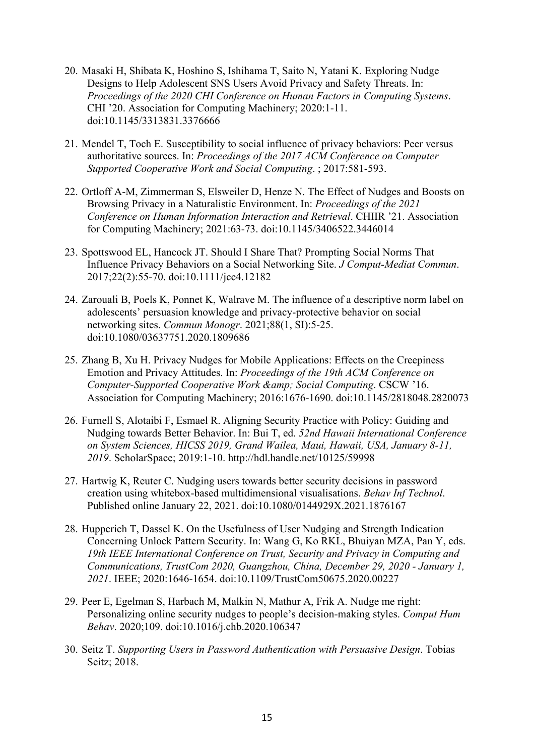20. Masaki H, Shibata K, Hoshino S, Ishihama T, Saito N, Yatani K. Exploring Nudge Designs to Help Adolescent SNS Users Avoid Privacy and Safety Threats. In: *Proceedings of the 2020 CHI Conference on Human Factors in Computing Systems*. CHI '20. Association for Computing Machinery; 2020:1-11. doi:10.1145/3313831.3376666

21. Mendel T, Toch E. Susceptibility to social influence of privacy behaviors: Peer versus authoritative sources. In: *Proceedings of the 2017 ACM Conference on Computer Supported Cooperative Work and Social Computing*. ; 2017:581-593.

22. Ortloff A-M, Zimmerman S, Elsweiler D, Henze N. The Effect of Nudges and Boosts on Browsing Privacy in a Naturalistic Environment. In: *Proceedings of the 2021 Conference on Human Information Interaction and Retrieval*. CHIIR '21. Association for Computing Machinery; 2021:63-73. doi:10.1145/3406522.3446014

23. Spottswood EL, Hancock JT. Should I Share That? Prompting Social Norms That Influence Privacy Behaviors on a Social Networking Site. *J Comput-Mediat Commun*. 2017;22(2):55-70. doi:10.1111/jcc4.12182

24. Zarouali B, Poels K, Ponnet K, Walrave M. The influence of a descriptive norm label on adolescents' persuasion knowledge and privacy-protective behavior on social networking sites. *Commun Monogr*. 2021;88(1, SI):5-25. doi:10.1080/03637751.2020.1809686

25. Zhang B, Xu H. Privacy Nudges for Mobile Applications: Effects on the Creepiness Emotion and Privacy Attitudes. In: *Proceedings of the 19th ACM Conference on Computer-Supported Cooperative Work &amp; Social Computing*. CSCW '16. Association for Computing Machinery; 2016:1676-1690. doi:10.1145/2818048.2820073

26. Furnell S, Alotaibi F, Esmael R. Aligning Security Practice with Policy: Guiding and Nudging towards Better Behavior. In: Bui T, ed. *52nd Hawaii International Conference on System Sciences, HICSS 2019, Grand Wailea, Maui, Hawaii, USA, January 8-11, 2019*. ScholarSpace; 2019:1-10. http://hdl.handle.net/10125/59998

27. Hartwig K, Reuter C. Nudging users towards better security decisions in password creation using whitebox-based multidimensional visualisations. *Behav Inf Technol*. Published online January 22, 2021. doi:10.1080/0144929X.2021.1876167

28. Hupperich T, Dassel K. On the Usefulness of User Nudging and Strength Indication Concerning Unlock Pattern Security. In: Wang G, Ko RKL, Bhuiyan MZA, Pan Y, eds. *19th IEEE International Conference on Trust, Security and Privacy in Computing and Communications, TrustCom 2020, Guangzhou, China, December 29, 2020 - January 1, 2021*. IEEE; 2020:1646-1654. doi:10.1109/TrustCom50675.2020.00227

29. Peer E, Egelman S, Harbach M, Malkin N, Mathur A, Frik A. Nudge me right: Personalizing online security nudges to people's decision-making styles. *Comput Hum Behav*. 2020;109. doi:10.1016/j.chb.2020.106347

30. Seitz T. *Supporting Users in Password Authentication with Persuasive Design*. Tobias Seitz; 2018.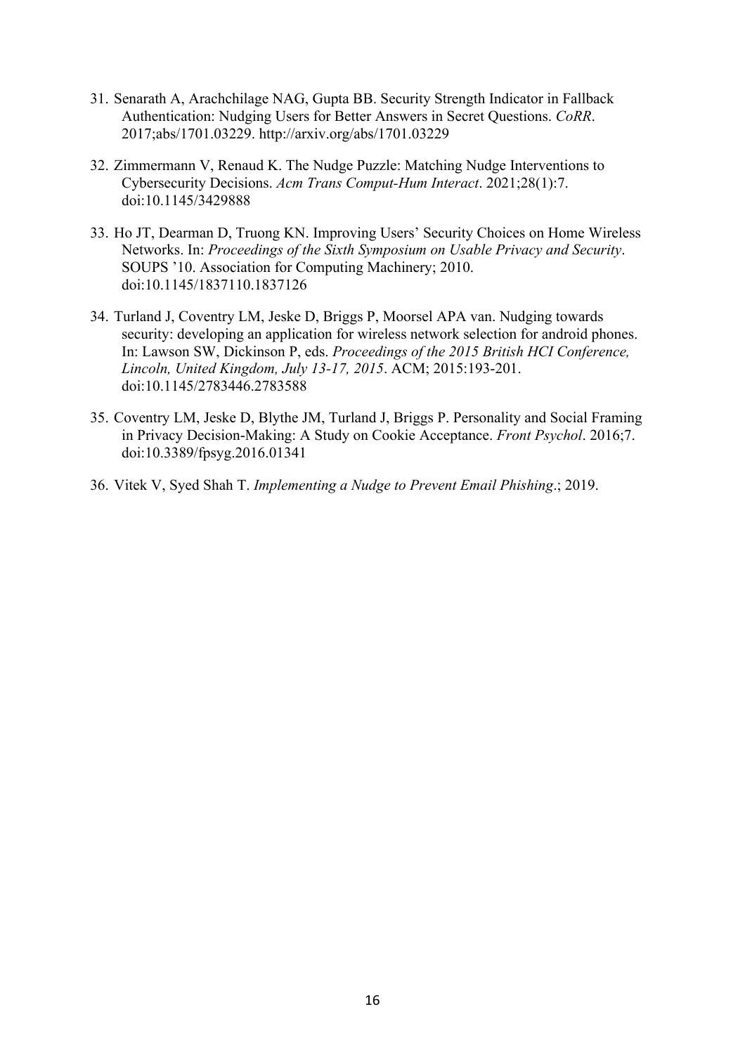31. Senarath A, Arachchilage NAG, Gupta BB. Security Strength Indicator in Fallback Authentication: Nudging Users for Better Answers in Secret Questions. *CoRR*. 2017;abs/1701.03229. http://arxiv.org/abs/1701.03229

32. Zimmermann V, Renaud K. The Nudge Puzzle: Matching Nudge Interventions to Cybersecurity Decisions. *Acm Trans Comput-Hum Interact*. 2021;28(1):7. doi:10.1145/3429888

33. Ho JT, Dearman D, Truong KN. Improving Users' Security Choices on Home Wireless Networks. In: *Proceedings of the Sixth Symposium on Usable Privacy and Security*. SOUPS '10. Association for Computing Machinery; 2010. doi:10.1145/1837110.1837126

34. Turland J, Coventry LM, Jeske D, Briggs P, Moorsel APA van. Nudging towards security: developing an application for wireless network selection for android phones. In: Lawson SW, Dickinson P, eds. *Proceedings of the 2015 British HCI Conference, Lincoln, United Kingdom, July 13-17, 2015*. ACM; 2015:193-201. doi:10.1145/2783446.2783588

35. Coventry LM, Jeske D, Blythe JM, Turland J, Briggs P. Personality and Social Framing in Privacy Decision-Making: A Study on Cookie Acceptance. *Front Psychol*. 2016;7. doi:10.3389/fpsyg.2016.01341

36. Vitek V, Syed Shah T. *Implementing a Nudge to Prevent Email Phishing*.; 2019.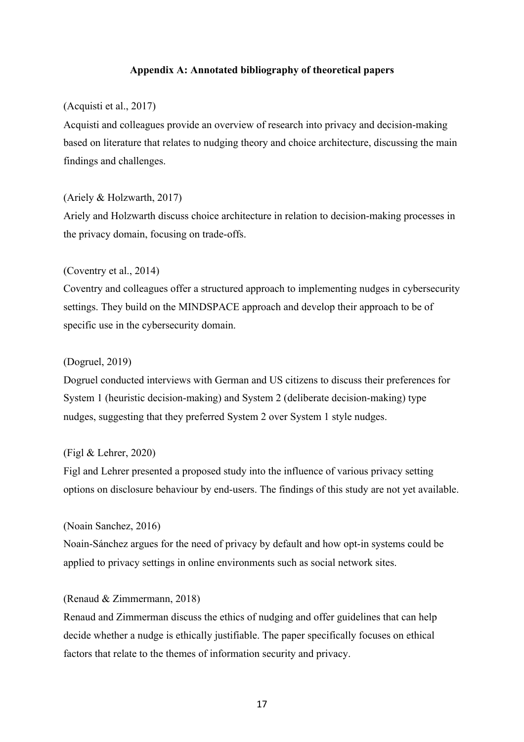## Appendix A: Annotated bibliography of theoretical papers

(Acquisti et al., 2017)

Acquisti and colleagues provide an overview of research into privacy and decision-making based on literature that relates to nudging theory and choice architecture, discussing the main findings and challenges.

(Ariely & Holzwarth, 2017)

Ariely and Holzwarth discuss choice architecture in relation to decision-making processes in the privacy domain, focusing on trade-offs.

(Coventry et al., 2014)

Coventry and colleagues offer a structured approach to implementing nudges in cybersecurity settings. They build on the MINDSPACE approach and develop their approach to be of specific use in the cybersecurity domain.

(Dogruel, 2019)

Dogruel conducted interviews with German and US citizens to discuss their preferences for System 1 (heuristic decision-making) and System 2 (deliberate decision-making) type nudges, suggesting that they preferred System 2 over System 1 style nudges.

(Figl & Lehrer, 2020)

Figl and Lehrer presented a proposed study into the influence of various privacy setting options on disclosure behaviour by end-users. The findings of this study are not yet available.

(Noain Sanchez, 2016)

Noain-Sánchez argues for the need of privacy by default and how opt-in systems could be applied to privacy settings in online environments such as social network sites.

(Renaud & Zimmermann, 2018)

Renaud and Zimmerman discuss the ethics of nudging and offer guidelines that can help decide whether a nudge is ethically justifiable. The paper specifically focuses on ethical factors that relate to the themes of information security and privacy.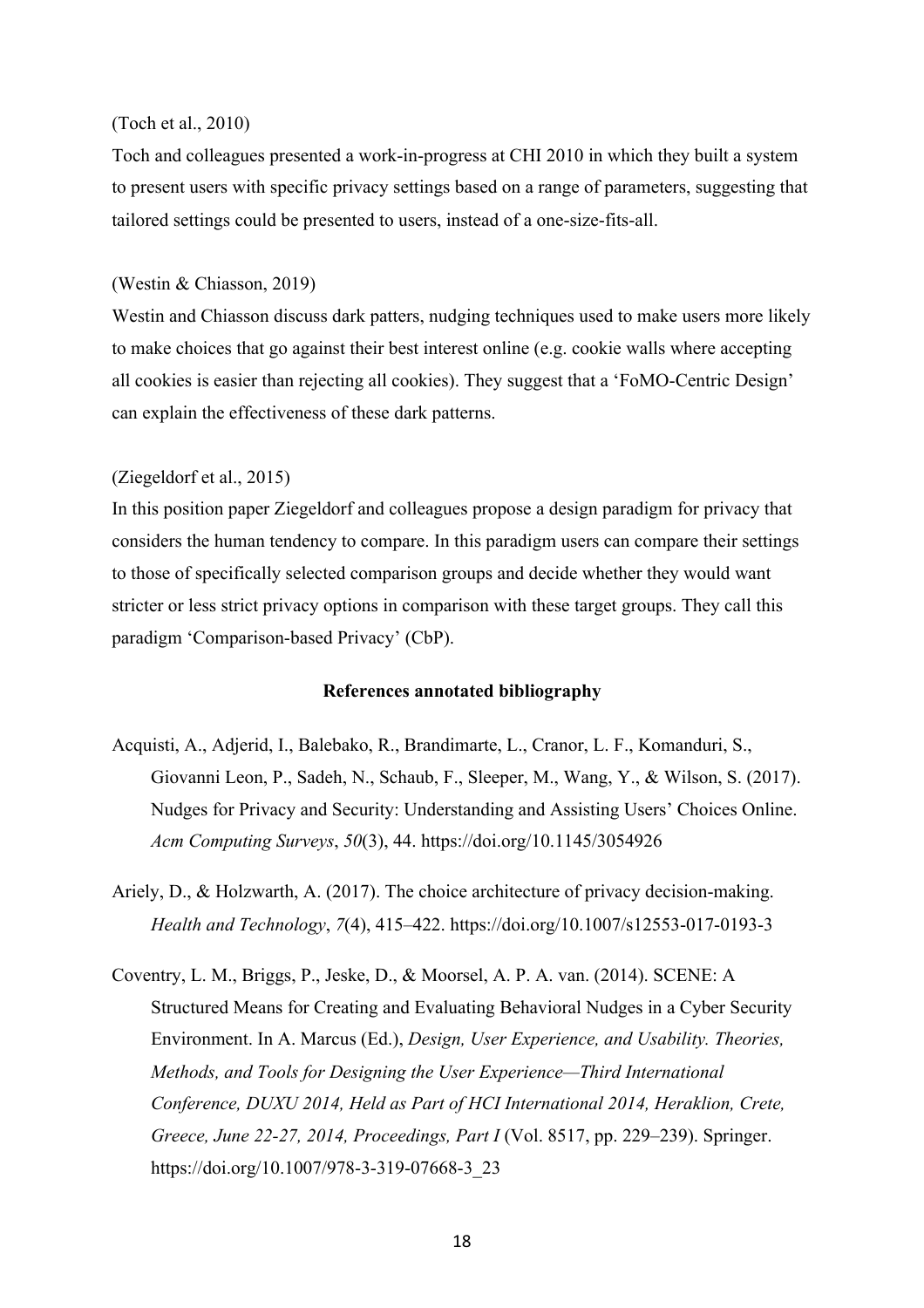(Toch et al., 2010)

Toch and colleagues presented a work-in-progress at CHI 2010 in which they built a system to present users with specific privacy settings based on a range of parameters, suggesting that tailored settings could be presented to users, instead of a one-size-fits-all.

(Westin & Chiasson, 2019)

Westin and Chiasson discuss dark patters, nudging techniques used to make users more likely to make choices that go against their best interest online (e.g. cookie walls where accepting all cookies is easier than rejecting all cookies). They suggest that a 'FoMO-Centric Design' can explain the effectiveness of these dark patterns.

(Ziegeldorf et al., 2015)

In this position paper Ziegeldorf and colleagues propose a design paradigm for privacy that considers the human tendency to compare. In this paradigm users can compare their settings to those of specifically selected comparison groups and decide whether they would want stricter or less strict privacy options in comparison with these target groups. They call this paradigm 'Comparison-based Privacy' (CbP).

**References annotated bibliography**

Acquisti, A., Adjerid, I., Balebako, R., Brandimarte, L., Cranor, L. F., Komanduri, S., Giovanni Leon, P., Sadeh, N., Schaub, F., Sleeper, M., Wang, Y., & Wilson, S. (2017). Nudges for Privacy and Security: Understanding and Assisting Users' Choices Online. *Acm Computing Surveys*, *50*(3), 44. https://doi.org/10.1145/3054926

Ariely, D., & Holzwarth, A. (2017). The choice architecture of privacy decision-making. *Health and Technology*, *7*(4), 415–422. https://doi.org/10.1007/s12553-017-0193-3

Coventry, L. M., Briggs, P., Jeske, D., & Moorsel, A. P. A. van. (2014). SCENE: A Structured Means for Creating and Evaluating Behavioral Nudges in a Cyber Security Environment. In A. Marcus (Ed.), *Design, User Experience, and Usability. Theories, Methods, and Tools for Designing the User Experience—Third International Conference, DUXU 2014, Held as Part of HCI International 2014, Heraklion, Crete, Greece, June 22-27, 2014, Proceedings, Part I* (Vol. 8517, pp. 229–239). Springer. https://doi.org/10.1007/978-3-319-07668-3_23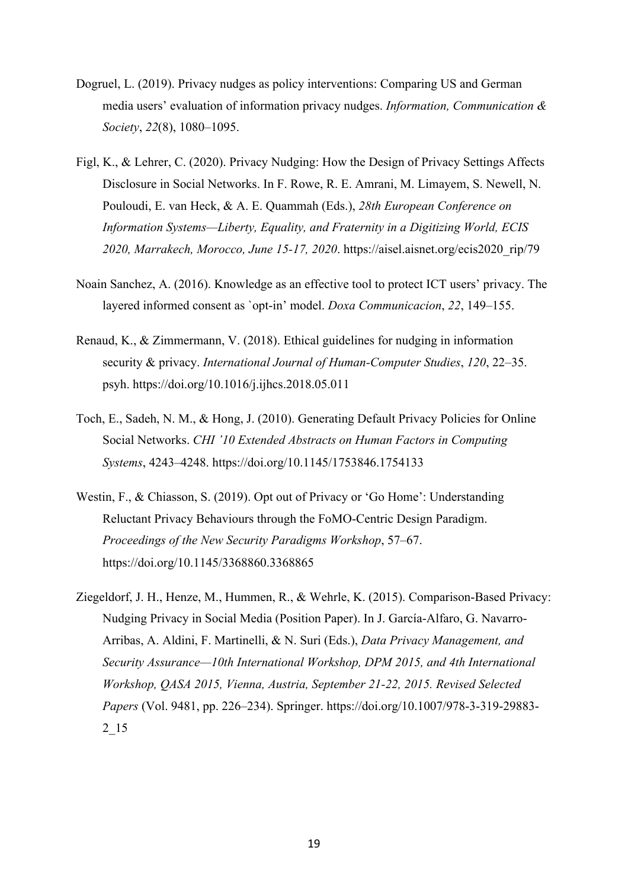Dogruel, L. (2019). Privacy nudges as policy interventions: Comparing US and German media users' evaluation of information privacy nudges. *Information, Communication & Society*, *22*(8), 1080–1095.

Figl, K., & Lehrer, C. (2020). Privacy Nudging: How the Design of Privacy Settings Affects Disclosure in Social Networks. In F. Rowe, R. E. Amrani, M. Limayem, S. Newell, N. Pouloudi, E. van Heck, & A. E. Quammah (Eds.), *28th European Conference on Information Systems—Liberty, Equality, and Fraternity in a Digitizing World, ECIS 2020, Marrakech, Morocco, June 15-17, 2020*. https://aisel.aisnet.org/ecis2020_rip/79

Noain Sanchez, A. (2016). Knowledge as an effective tool to protect ICT users' privacy. The layered informed consent as `opt-in' model. *Doxa Communicacion*, *22*, 149–155.

Renaud, K., & Zimmermann, V. (2018). Ethical guidelines for nudging in information security & privacy. *International Journal of Human-Computer Studies*, *120*, 22–35. psyh. https://doi.org/10.1016/j.ijhcs.2018.05.011

Toch, E., Sadeh, N. M., & Hong, J. (2010). Generating Default Privacy Policies for Online Social Networks. *CHI '10 Extended Abstracts on Human Factors in Computing Systems*, 4243–4248. https://doi.org/10.1145/1753846.1754133

Westin, F., & Chiasson, S. (2019). Opt out of Privacy or 'Go Home': Understanding Reluctant Privacy Behaviours through the FoMO-Centric Design Paradigm. *Proceedings of the New Security Paradigms Workshop*, 57–67. https://doi.org/10.1145/3368860.3368865

Ziegeldorf, J. H., Henze, M., Hummen, R., & Wehrle, K. (2015). Comparison-Based Privacy: Nudging Privacy in Social Media (Position Paper). In J. García-Alfaro, G. Navarro-Arribas, A. Aldini, F. Martinelli, & N. Suri (Eds.), *Data Privacy Management, and Security Assurance—10th International Workshop, DPM 2015, and 4th International Workshop, QASA 2015, Vienna, Austria, September 21-22, 2015. Revised Selected Papers* (Vol. 9481, pp. 226–234). Springer. https://doi.org/10.1007/978-3-319-29883-2_15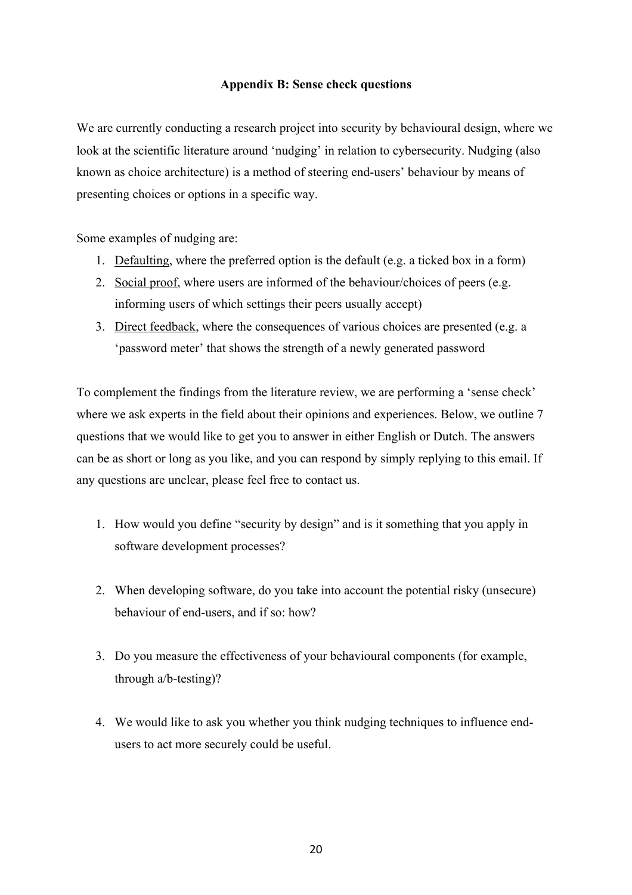### Appendix B: Sense check questions

We are currently conducting a research project into security by behavioural design, where we look at the scientific literature around 'nudging' in relation to cybersecurity. Nudging (also known as choice architecture) is a method of steering end-users' behaviour by means of presenting choices or options in a specific way.

Some examples of nudging are:

1. <u>Defaulting</u>, where the preferred option is the default (e.g. a ticked box in a form)
2. <u>Social proof</u>, where users are informed of the behaviour/choices of peers (e.g. informing users of which settings their peers usually accept)
3. <u>Direct feedback</u>, where the consequences of various choices are presented (e.g. a 'password meter' that shows the strength of a newly generated password

To complement the findings from the literature review, we are performing a 'sense check' where we ask experts in the field about their opinions and experiences. Below, we outline 7 questions that we would like to get you to answer in either English or Dutch. The answers can be as short or long as you like, and you can respond by simply replying to this email. If any questions are unclear, please feel free to contact us.

1. How would you define "security by design" and is it something that you apply in software development processes?

2. When developing software, do you take into account the potential risky (unsecure) behaviour of end-users, and if so: how?

3. Do you measure the effectiveness of your behavioural components (for example, through a/b-testing)?

4. We would like to ask you whether you think nudging techniques to influence end-users to act more securely could be useful.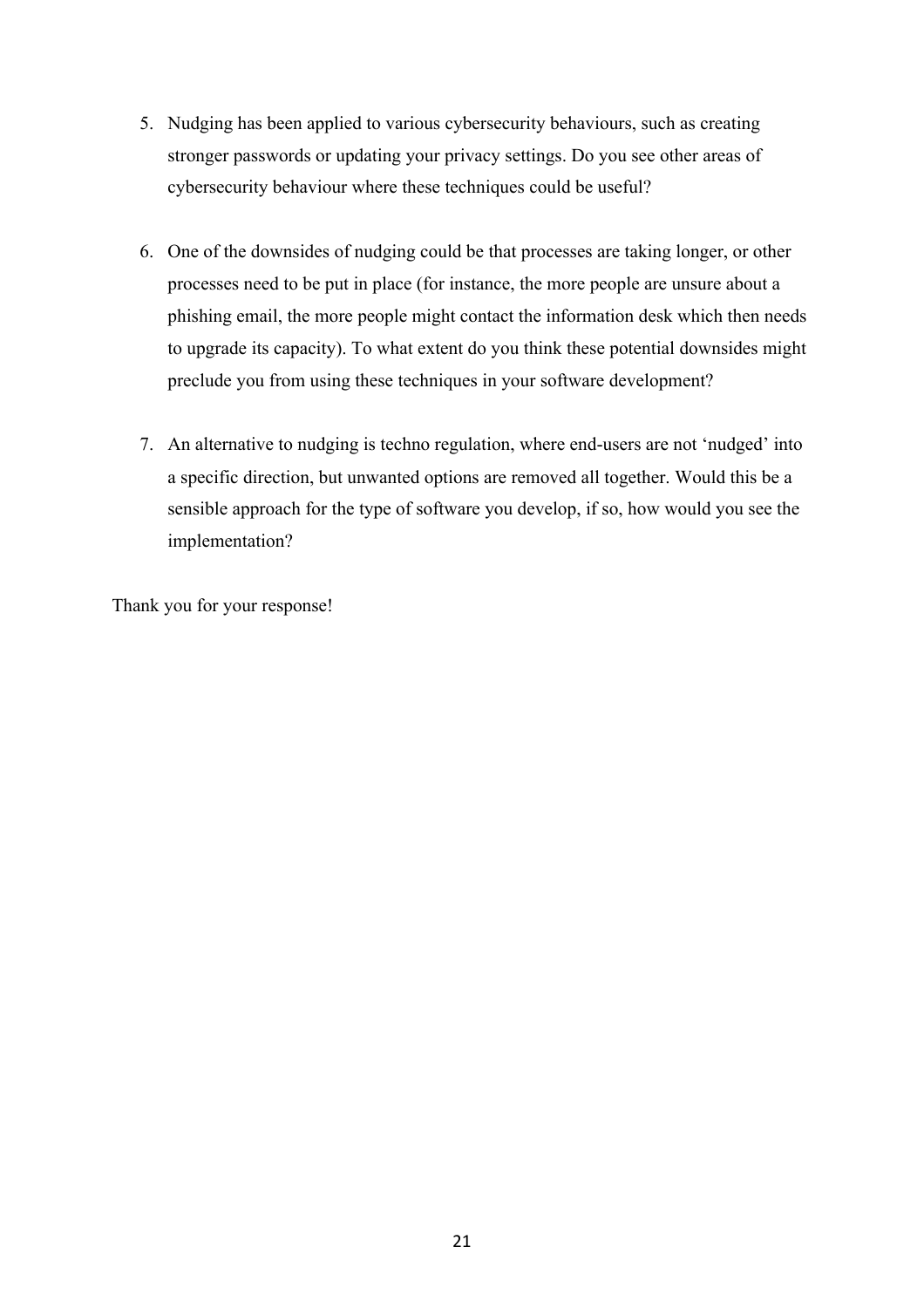5. Nudging has been applied to various cybersecurity behaviours, such as creating stronger passwords or updating your privacy settings. Do you see other areas of cybersecurity behaviour where these techniques could be useful?

6. One of the downsides of nudging could be that processes are taking longer, or other processes need to be put in place (for instance, the more people are unsure about a phishing email, the more people might contact the information desk which then needs to upgrade its capacity). To what extent do you think these potential downsides might preclude you from using these techniques in your software development?

7. An alternative to nudging is techno regulation, where end-users are not 'nudged' into a specific direction, but unwanted options are removed all together. Would this be a sensible approach for the type of software you develop, if so, how would you see the implementation?

Thank you for your response!